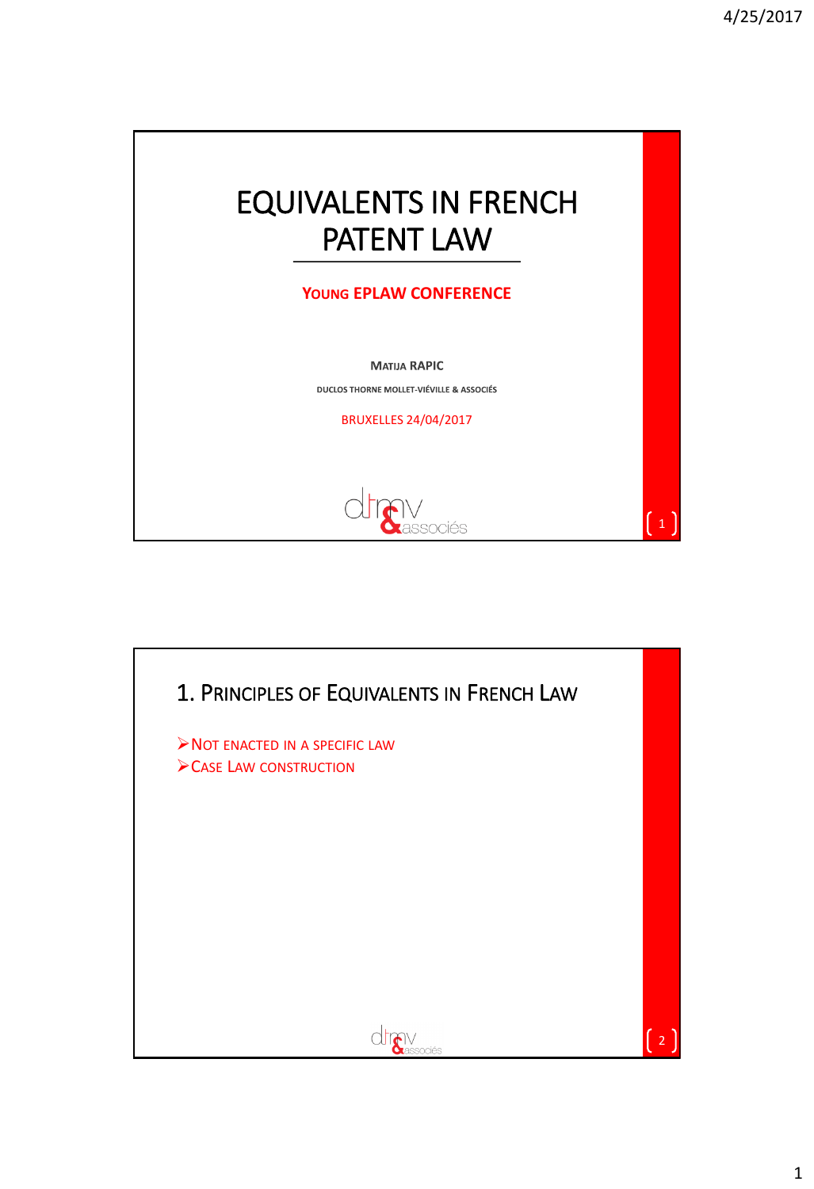# EQUIVALENTS IN FRENCH PATENT LAW

**YOUNG EPLAW CONFERENCE**

**MATIJA RAPIC**

**DUCLOS THORNE MOLLET-VIÉVILLE & ASSOCIÉS**

BRUXELLES 24/04/2017

## 1. PRINCIPLES OF EQUIVALENTS IN FRENCH LAW

- NOT ENACTED IN A SPECIFIC LAW
- CASE LAW CONSTRUCTION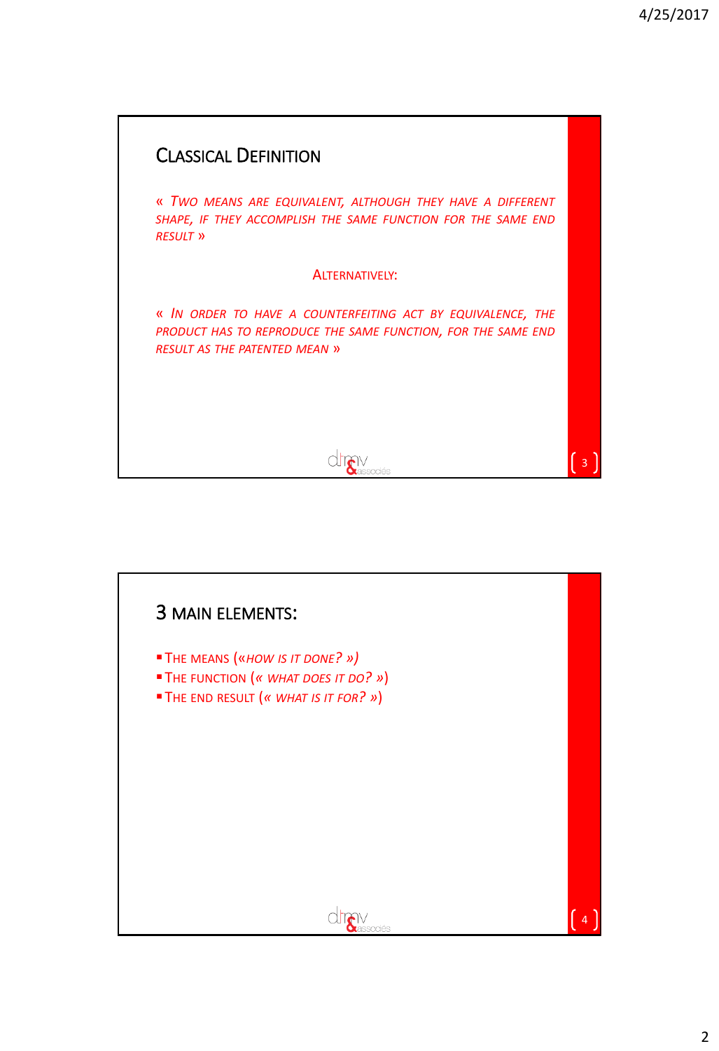## Classical Definition

*« Two means are equivalent, although they have a different shape, if they accomplish the same function for the same end result »*

Alternatively:

*« In order to have a counterfeiting act by equivalence, the product has to reproduce the same function, for the same end result as the patented mean »*

## 3 main elements:

- The means (*«How is it done? »)*
- The function (*« What does it do? »*)
- The end result (*« What is it for? »*)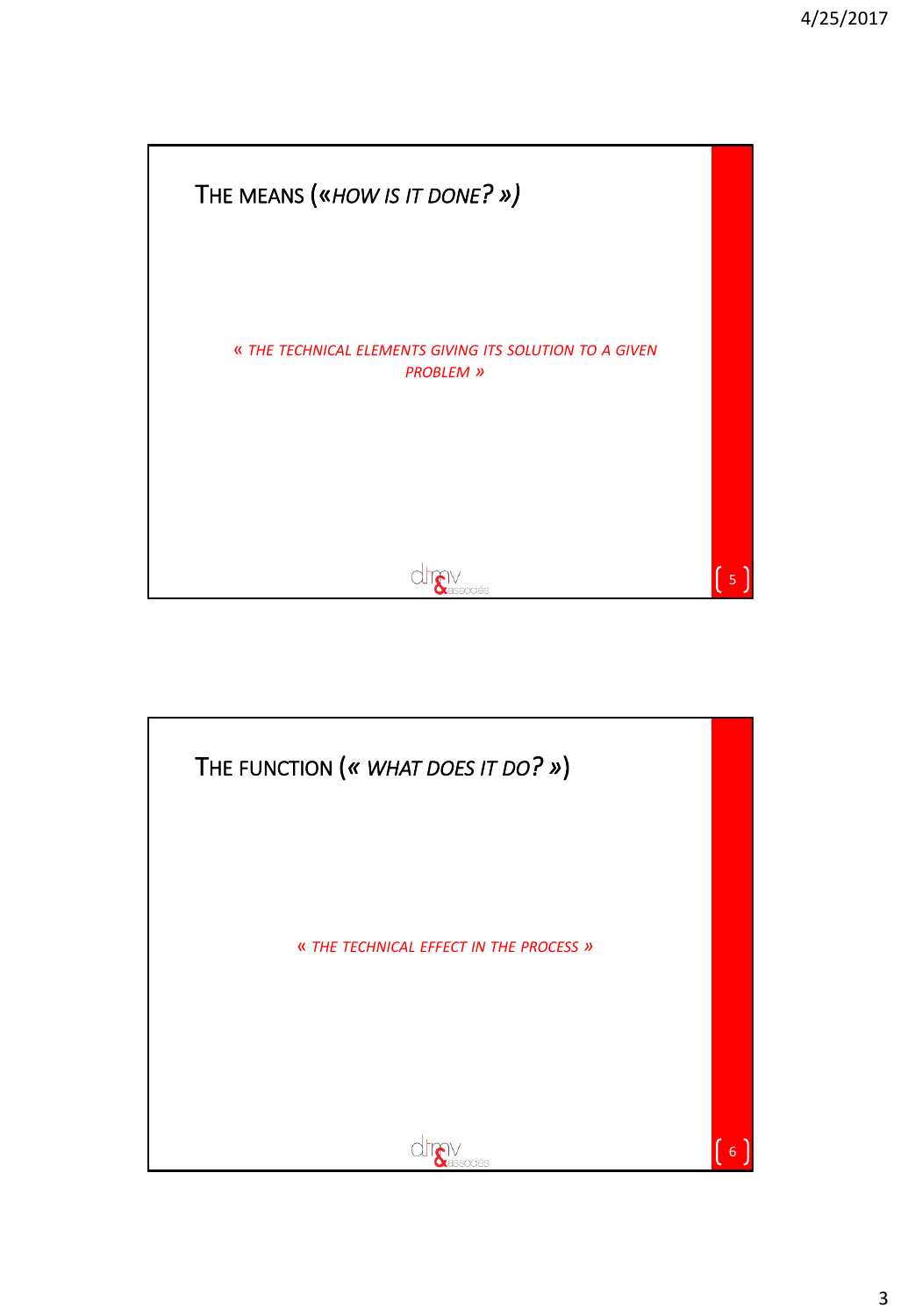## THE MEANS («*HOW IS IT DONE? »)*

*« THE TECHNICAL ELEMENTS GIVING ITS SOLUTION TO A GIVEN PROBLEM »*

## THE FUNCTION (*« WHAT DOES IT DO? »*)

*« THE TECHNICAL EFFECT IN THE PROCESS »*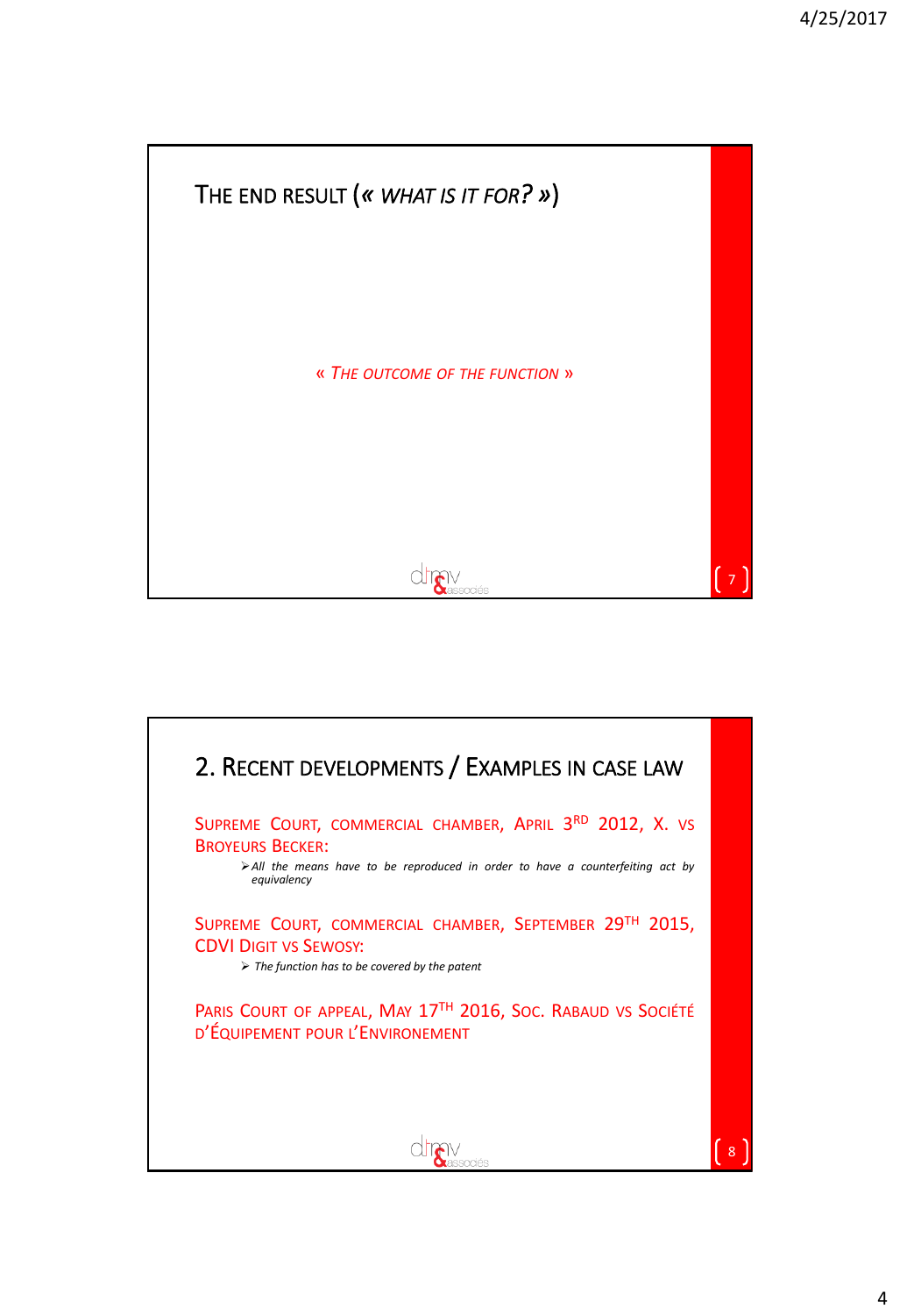## THE END RESULT (*« WHAT IS IT FOR? »*)

*« THE OUTCOME OF THE FUNCTION »*

## 2. RECENT DEVELOPMENTS / EXAMPLES IN CASE LAW

SUPREME COURT, COMMERCIAL CHAMBER, APRIL 3RD 2012, X. VS BROYEURS BECKER:

- *All the means have to be reproduced in order to have a counterfeiting act by equivalency*

SUPREME COURT, COMMERCIAL CHAMBER, SEPTEMBER 29TH 2015, CDVI DIGIT VS SEWOSY:

- *The function has to be covered by the patent*

PARIS COURT OF APPEAL, MAY 17TH 2016, SOC. RABAUD VS SOCIÉTÉ D'ÉQUIPEMENT POUR L'ENVIRONEMENT